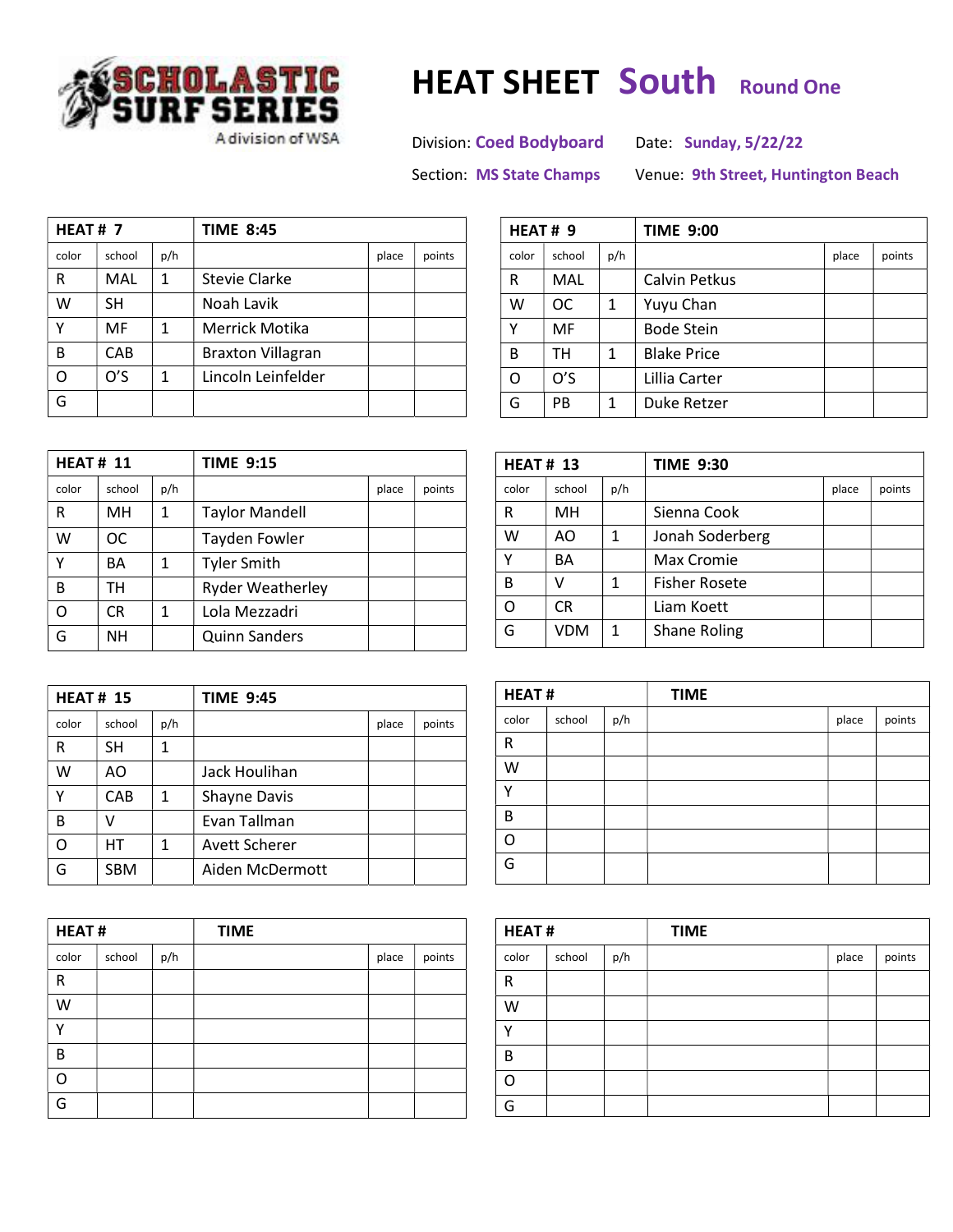SCHOLASTIC SURF SERIES
A division of WSA

# HEAT SHEET South Round One

Division: Coed Bodyboard
Date: Sunday, 5/22/22

Section: MS State Champs
Venue: 9th Street, Huntington Beach

| HEAT # 7 | | | TIME 8:45 | | |
|---|---|---|---|---|---|
| color | school | p/h | | place | points |
| R | MAL | 1 | Stevie Clarke | | |
| W | SH | | Noah Lavik | | |
| Y | MF | 1 | Merrick Motika | | |
| B | CAB | | Braxton Villagran | | |
| O | O'S | 1 | Lincoln Leinfelder | | |
| G | | | | | |

| HEAT # 9 | | | TIME 9:00 | | |
|---|---|---|---|---|---|
| color | school | p/h | | place | points |
| R | MAL | | Calvin Petkus | | |
| W | OC | 1 | Yuyu Chan | | |
| Y | MF | | Bode Stein | | |
| B | TH | 1 | Blake Price | | |
| O | O'S | | Lillia Carter | | |
| G | PB | 1 | Duke Retzer | | |

| HEAT # 11 | | | TIME 9:15 | | |
|---|---|---|---|---|---|
| color | school | p/h | | place | points |
| R | MH | 1 | Taylor Mandell | | |
| W | OC | | Tayden Fowler | | |
| Y | BA | 1 | Tyler Smith | | |
| B | TH | | Ryder Weatherley | | |
| O | CR | 1 | Lola Mezzadri | | |
| G | NH | | Quinn Sanders | | |

| HEAT # 13 | | | TIME 9:30 | | |
|---|---|---|---|---|---|
| color | school | p/h | | place | points |
| R | MH | | Sienna Cook | | |
| W | AO | 1 | Jonah Soderberg | | |
| Y | BA | | Max Cromie | | |
| B | V | 1 | Fisher Rosete | | |
| O | CR | | Liam Koett | | |
| G | VDM | 1 | Shane Roling | | |

| HEAT # 15 | | | TIME 9:45 | | |
|---|---|---|---|---|---|
| color | school | p/h | | place | points |
| R | SH | 1 | | | |
| W | AO | | Jack Houlihan | | |
| Y | CAB | 1 | Shayne Davis | | |
| B | V | | Evan Tallman | | |
| O | HT | 1 | Avett Scherer | | |
| G | SBM | | Aiden McDermott | | |

| HEAT # | | | TIME | | |
|---|---|---|---|---|---|
| color | school | p/h | | place | points |
| R | | | | | |
| W | | | | | |
| Y | | | | | |
| B | | | | | |
| O | | | | | |
| G | | | | | |

| HEAT # | | | TIME | | |
|---|---|---|---|---|---|
| color | school | p/h | | place | points |
| R | | | | | |
| W | | | | | |
| Y | | | | | |
| B | | | | | |
| O | | | | | |
| G | | | | | |

| HEAT # | | | TIME | | |
|---|---|---|---|---|---|
| color | school | p/h | | place | points |
| R | | | | | |
| W | | | | | |
| Y | | | | | |
| B | | | | | |
| O | | | | | |
| G | | | | | |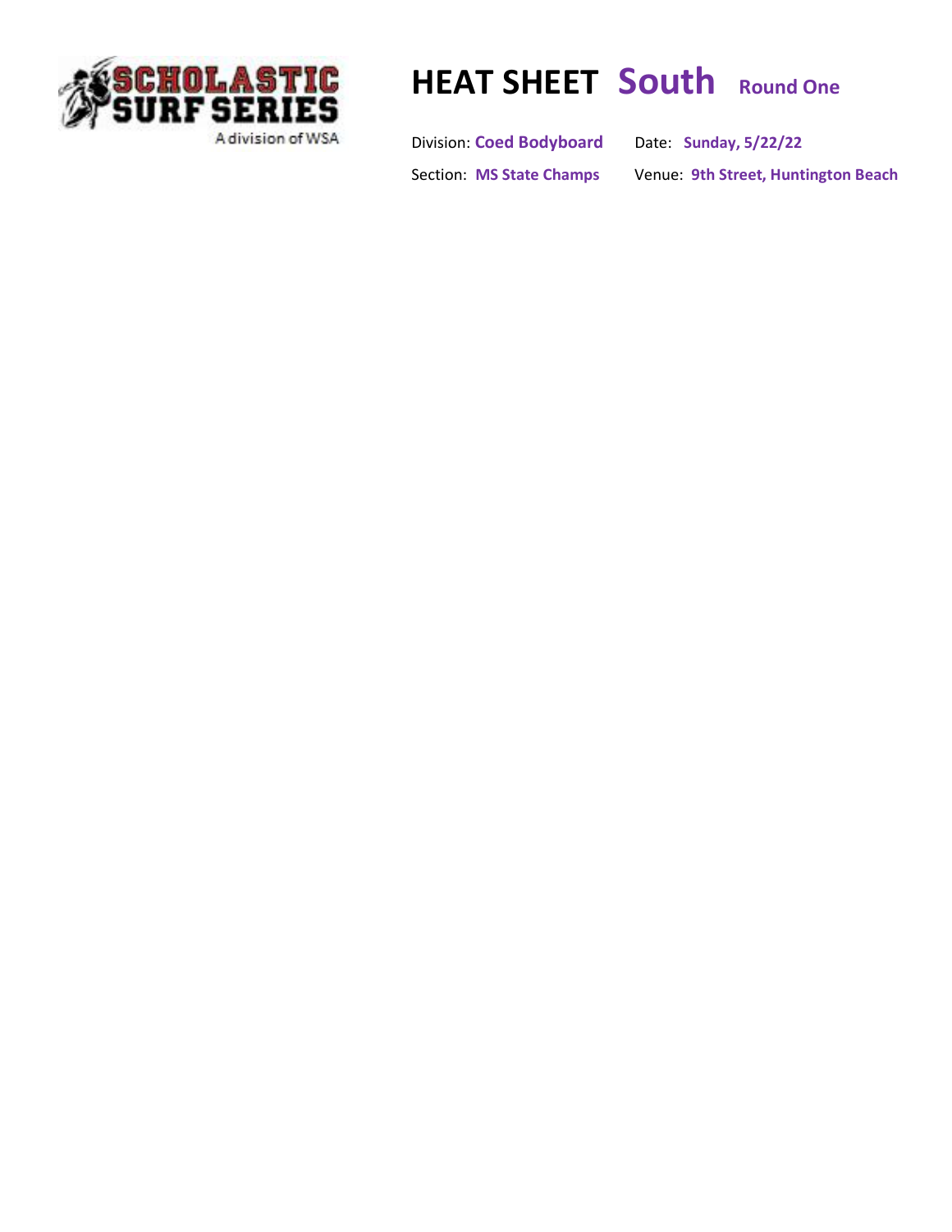SCHOLASTIC SURF SERIES

A division of WSA

# HEAT SHEET South Round One

Division: **Coed Bodyboard**

Section: **MS State Champs**

Date: **Sunday, 5/22/22**

Venue: **9th Street, Huntington Beach**